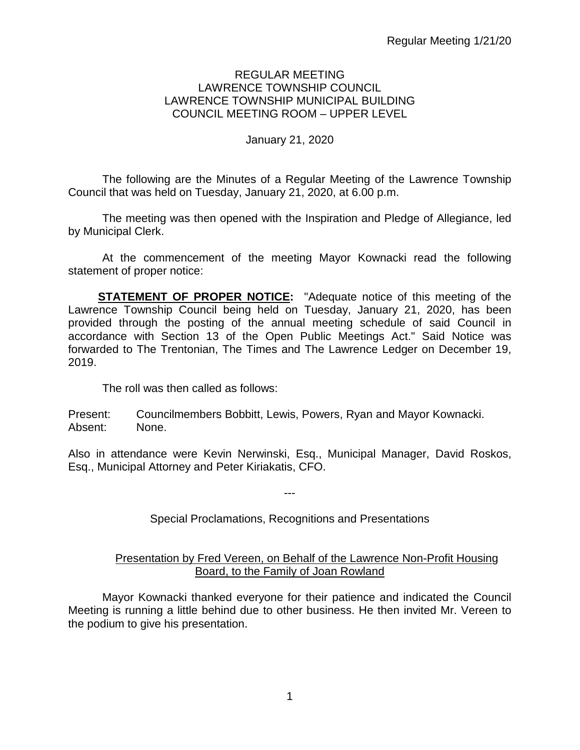REGULAR MEETING
LAWRENCE TOWNSHIP COUNCIL
LAWRENCE TOWNSHIP MUNICIPAL BUILDING
COUNCIL MEETING ROOM – UPPER LEVEL

January 21, 2020

The following are the Minutes of a Regular Meeting of the Lawrence Township Council that was held on Tuesday, January 21, 2020, at 6.00 p.m.

The meeting was then opened with the Inspiration and Pledge of Allegiance, led by Municipal Clerk.

At the commencement of the meeting Mayor Kownacki read the following statement of proper notice:

**STATEMENT OF PROPER NOTICE:** "Adequate notice of this meeting of the Lawrence Township Council being held on Tuesday, January 21, 2020, has been provided through the posting of the annual meeting schedule of said Council in accordance with Section 13 of the Open Public Meetings Act." Said Notice was forwarded to The Trentonian, The Times and The Lawrence Ledger on December 19, 2019.

The roll was then called as follows:

Present: Councilmembers Bobbitt, Lewis, Powers, Ryan and Mayor Kownacki.
Absent: None.

Also in attendance were Kevin Nerwinski, Esq., Municipal Manager, David Roskos, Esq., Municipal Attorney and Peter Kiriakatis, CFO.

---

Special Proclamations, Recognitions and Presentations

Presentation by Fred Vereen, on Behalf of the Lawrence Non-Profit Housing Board, to the Family of Joan Rowland

Mayor Kownacki thanked everyone for their patience and indicated the Council Meeting is running a little behind due to other business. He then invited Mr. Vereen to the podium to give his presentation.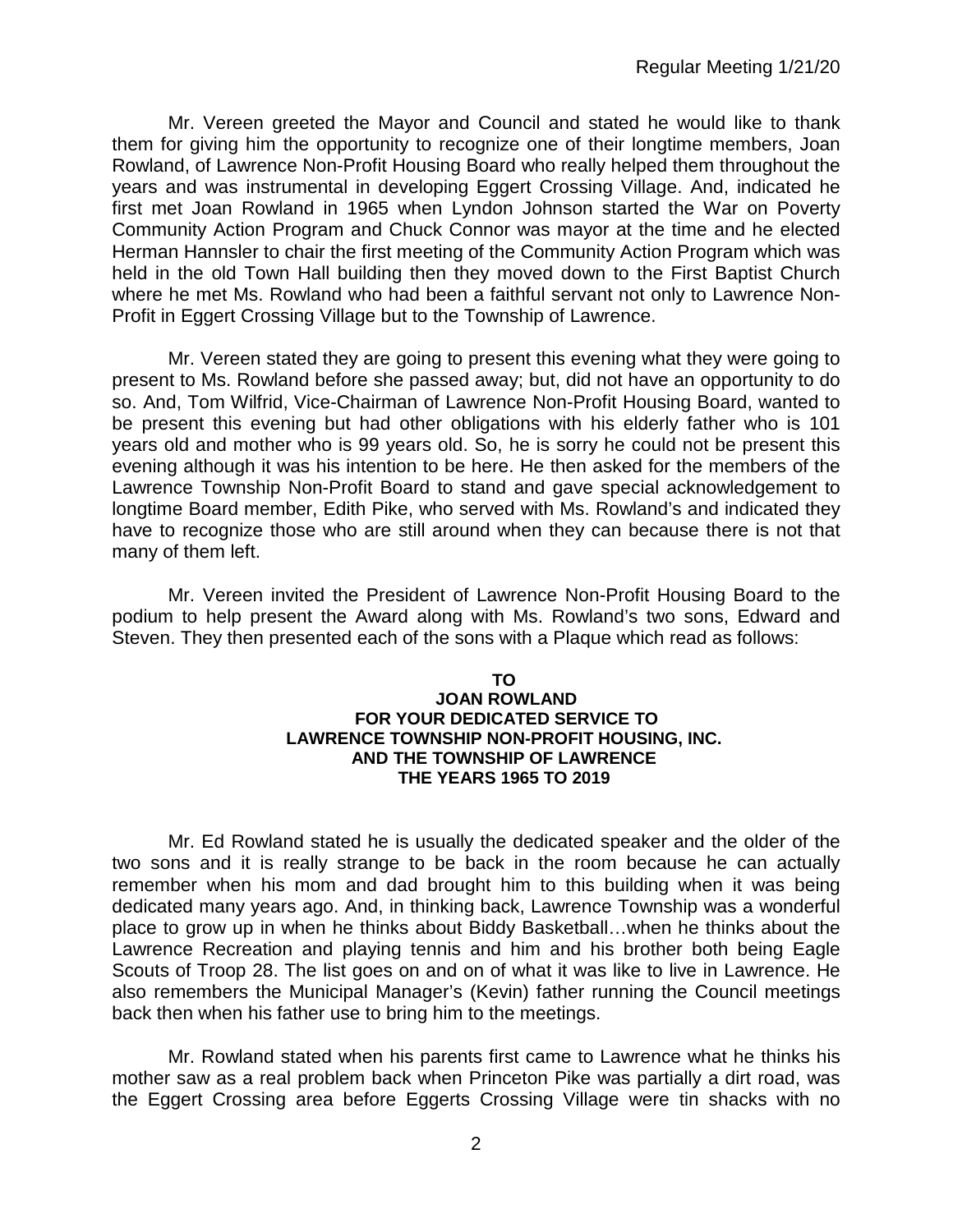Mr. Vereen greeted the Mayor and Council and stated he would like to thank them for giving him the opportunity to recognize one of their longtime members, Joan Rowland, of Lawrence Non-Profit Housing Board who really helped them throughout the years and was instrumental in developing Eggert Crossing Village. And, indicated he first met Joan Rowland in 1965 when Lyndon Johnson started the War on Poverty Community Action Program and Chuck Connor was mayor at the time and he elected Herman Hannsler to chair the first meeting of the Community Action Program which was held in the old Town Hall building then they moved down to the First Baptist Church where he met Ms. Rowland who had been a faithful servant not only to Lawrence Non-Profit in Eggert Crossing Village but to the Township of Lawrence.

Mr. Vereen stated they are going to present this evening what they were going to present to Ms. Rowland before she passed away; but, did not have an opportunity to do so. And, Tom Wilfrid, Vice-Chairman of Lawrence Non-Profit Housing Board, wanted to be present this evening but had other obligations with his elderly father who is 101 years old and mother who is 99 years old. So, he is sorry he could not be present this evening although it was his intention to be here. He then asked for the members of the Lawrence Township Non-Profit Board to stand and gave special acknowledgement to longtime Board member, Edith Pike, who served with Ms. Rowland's and indicated they have to recognize those who are still around when they can because there is not that many of them left.

Mr. Vereen invited the President of Lawrence Non-Profit Housing Board to the podium to help present the Award along with Ms. Rowland's two sons, Edward and Steven. They then presented each of the sons with a Plaque which read as follows:

**TO**
**JOAN ROWLAND**
**FOR YOUR DEDICATED SERVICE TO**
**LAWRENCE TOWNSHIP NON-PROFIT HOUSING, INC.**
**AND THE TOWNSHIP OF LAWRENCE**
**THE YEARS 1965 TO 2019**

Mr. Ed Rowland stated he is usually the dedicated speaker and the older of the two sons and it is really strange to be back in the room because he can actually remember when his mom and dad brought him to this building when it was being dedicated many years ago. And, in thinking back, Lawrence Township was a wonderful place to grow up in when he thinks about Biddy Basketball…when he thinks about the Lawrence Recreation and playing tennis and him and his brother both being Eagle Scouts of Troop 28. The list goes on and on of what it was like to live in Lawrence. He also remembers the Municipal Manager's (Kevin) father running the Council meetings back then when his father use to bring him to the meetings.

Mr. Rowland stated when his parents first came to Lawrence what he thinks his mother saw as a real problem back when Princeton Pike was partially a dirt road, was the Eggert Crossing area before Eggerts Crossing Village were tin shacks with no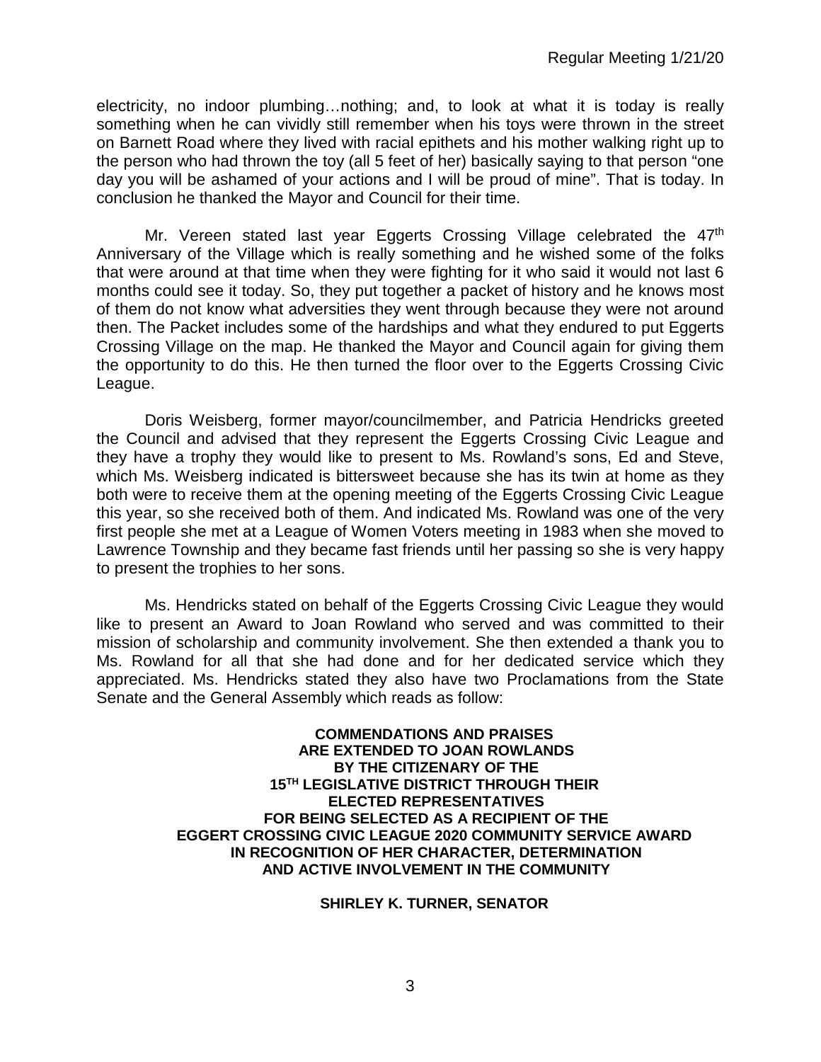electricity, no indoor plumbing…nothing; and, to look at what it is today is really something when he can vividly still remember when his toys were thrown in the street on Barnett Road where they lived with racial epithets and his mother walking right up to the person who had thrown the toy (all 5 feet of her) basically saying to that person "one day you will be ashamed of your actions and I will be proud of mine". That is today. In conclusion he thanked the Mayor and Council for their time.

Mr. Vereen stated last year Eggerts Crossing Village celebrated the 47th Anniversary of the Village which is really something and he wished some of the folks that were around at that time when they were fighting for it who said it would not last 6 months could see it today. So, they put together a packet of history and he knows most of them do not know what adversities they went through because they were not around then. The Packet includes some of the hardships and what they endured to put Eggerts Crossing Village on the map. He thanked the Mayor and Council again for giving them the opportunity to do this. He then turned the floor over to the Eggerts Crossing Civic League.

Doris Weisberg, former mayor/councilmember, and Patricia Hendricks greeted the Council and advised that they represent the Eggerts Crossing Civic League and they have a trophy they would like to present to Ms. Rowland's sons, Ed and Steve, which Ms. Weisberg indicated is bittersweet because she has its twin at home as they both were to receive them at the opening meeting of the Eggerts Crossing Civic League this year, so she received both of them. And indicated Ms. Rowland was one of the very first people she met at a League of Women Voters meeting in 1983 when she moved to Lawrence Township and they became fast friends until her passing so she is very happy to present the trophies to her sons.

Ms. Hendricks stated on behalf of the Eggerts Crossing Civic League they would like to present an Award to Joan Rowland who served and was committed to their mission of scholarship and community involvement. She then extended a thank you to Ms. Rowland for all that she had done and for her dedicated service which they appreciated. Ms. Hendricks stated they also have two Proclamations from the State Senate and the General Assembly which reads as follow:

**COMMENDATIONS AND PRAISES**
**ARE EXTENDED TO JOAN ROWLANDS**
**BY THE CITIZENARY OF THE**
**15TH LEGISLATIVE DISTRICT THROUGH THEIR**
**ELECTED REPRESENTATIVES**
**FOR BEING SELECTED AS A RECIPIENT OF THE**
**EGGERT CROSSING CIVIC LEAGUE 2020 COMMUNITY SERVICE AWARD**
**IN RECOGNITION OF HER CHARACTER, DETERMINATION**
**AND ACTIVE INVOLVEMENT IN THE COMMUNITY**

**SHIRLEY K. TURNER, SENATOR**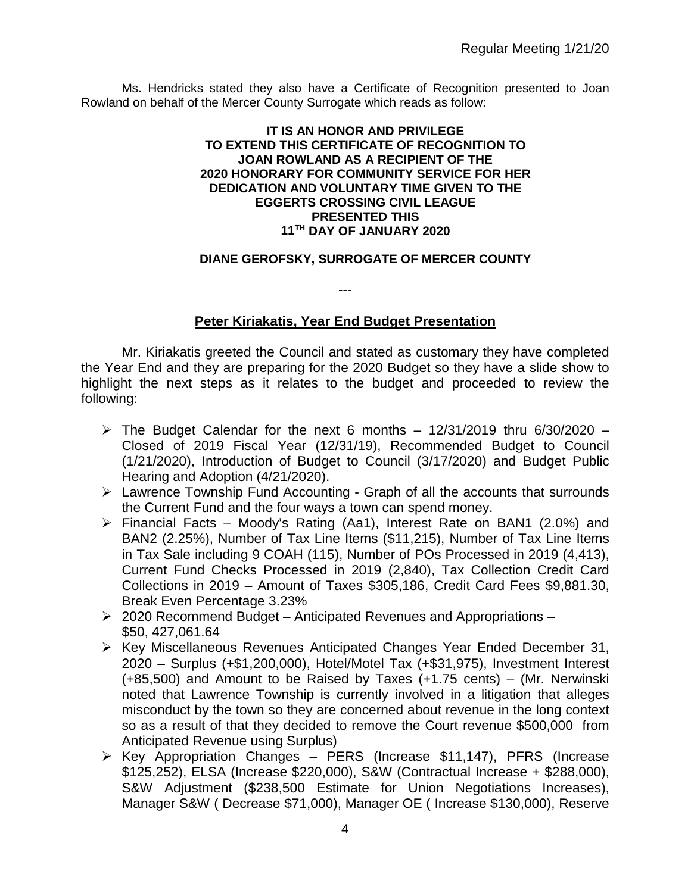Ms. Hendricks stated they also have a Certificate of Recognition presented to Joan Rowland on behalf of the Mercer County Surrogate which reads as follow:

**IT IS AN HONOR AND PRIVILEGE**
**TO EXTEND THIS CERTIFICATE OF RECOGNITION TO**
**JOAN ROWLAND AS A RECIPIENT OF THE**
**2020 HONORARY FOR COMMUNITY SERVICE FOR HER**
**DEDICATION AND VOLUNTARY TIME GIVEN TO THE**
**EGGERTS CROSSING CIVIL LEAGUE**
**PRESENTED THIS**
**11TH DAY OF JANUARY 2020**

**DIANE GEROFSKY, SURROGATE OF MERCER COUNTY**

---

## **Peter Kiriakatis, Year End Budget Presentation**

Mr. Kiriakatis greeted the Council and stated as customary they have completed the Year End and they are preparing for the 2020 Budget so they have a slide show to highlight the next steps as it relates to the budget and proceeded to review the following:

- The Budget Calendar for the next 6 months – 12/31/2019 thru 6/30/2020 – Closed of 2019 Fiscal Year (12/31/19), Recommended Budget to Council (1/21/2020), Introduction of Budget to Council (3/17/2020) and Budget Public Hearing and Adoption (4/21/2020).
- Lawrence Township Fund Accounting - Graph of all the accounts that surrounds the Current Fund and the four ways a town can spend money.
- Financial Facts – Moody's Rating (Aa1), Interest Rate on BAN1 (2.0%) and BAN2 (2.25%), Number of Tax Line Items ($11,215), Number of Tax Line Items in Tax Sale including 9 COAH (115), Number of POs Processed in 2019 (4,413), Current Fund Checks Processed in 2019 (2,840), Tax Collection Credit Card Collections in 2019 – Amount of Taxes $305,186, Credit Card Fees $9,881.30, Break Even Percentage 3.23%
- 2020 Recommend Budget – Anticipated Revenues and Appropriations – $50, 427,061.64
- Key Miscellaneous Revenues Anticipated Changes Year Ended December 31, 2020 – Surplus (+$1,200,000), Hotel/Motel Tax (+$31,975), Investment Interest (+85,500) and Amount to be Raised by Taxes (+1.75 cents) – (Mr. Nerwinski noted that Lawrence Township is currently involved in a litigation that alleges misconduct by the town so they are concerned about revenue in the long context so as a result of that they decided to remove the Court revenue $500,000 from Anticipated Revenue using Surplus)
- Key Appropriation Changes – PERS (Increase $11,147), PFRS (Increase $125,252), ELSA (Increase $220,000), S&W (Contractual Increase + $288,000), S&W Adjustment ($238,500 Estimate for Union Negotiations Increases), Manager S&W ( Decrease $71,000), Manager OE ( Increase $130,000), Reserve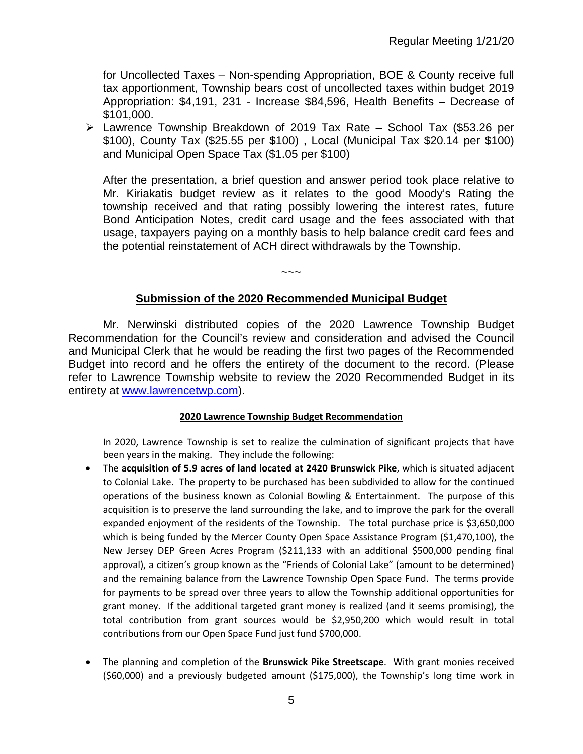for Uncollected Taxes – Non-spending Appropriation, BOE & County receive full tax apportionment, Township bears cost of uncollected taxes within budget 2019 Appropriation: $4,191, 231 - Increase $84,596, Health Benefits – Decrease of $101,000.

- Lawrence Township Breakdown of 2019 Tax Rate – School Tax ($53.26 per $100), County Tax ($25.55 per $100) , Local (Municipal Tax $20.14 per $100) and Municipal Open Space Tax ($1.05 per $100)

After the presentation, a brief question and answer period took place relative to Mr. Kiriakatis budget review as it relates to the good Moody's Rating the township received and that rating possibly lowering the interest rates, future Bond Anticipation Notes, credit card usage and the fees associated with that usage, taxpayers paying on a monthly basis to help balance credit card fees and the potential reinstatement of ACH direct withdrawals by the Township.

~~~

## Submission of the 2020 Recommended Municipal Budget

Mr. Nerwinski distributed copies of the 2020 Lawrence Township Budget Recommendation for the Council's review and consideration and advised the Council and Municipal Clerk that he would be reading the first two pages of the Recommended Budget into record and he offers the entirety of the document to the record. (Please refer to Lawrence Township website to review the 2020 Recommended Budget in its entirety at www.lawrencetwp.com).

### 2020 Lawrence Township Budget Recommendation

In 2020, Lawrence Township is set to realize the culmination of significant projects that have been years in the making. They include the following:

- The **acquisition of 5.9 acres of land located at 2420 Brunswick Pike**, which is situated adjacent to Colonial Lake. The property to be purchased has been subdivided to allow for the continued operations of the business known as Colonial Bowling & Entertainment. The purpose of this acquisition is to preserve the land surrounding the lake, and to improve the park for the overall expanded enjoyment of the residents of the Township. The total purchase price is $3,650,000 which is being funded by the Mercer County Open Space Assistance Program ($1,470,100), the New Jersey DEP Green Acres Program ($211,133 with an additional $500,000 pending final approval), a citizen's group known as the "Friends of Colonial Lake" (amount to be determined) and the remaining balance from the Lawrence Township Open Space Fund. The terms provide for payments to be spread over three years to allow the Township additional opportunities for grant money. If the additional targeted grant money is realized (and it seems promising), the total contribution from grant sources would be $2,950,200 which would result in total contributions from our Open Space Fund just fund $700,000.

- The planning and completion of the **Brunswick Pike Streetscape**. With grant monies received ($60,000) and a previously budgeted amount ($175,000), the Township's long time work in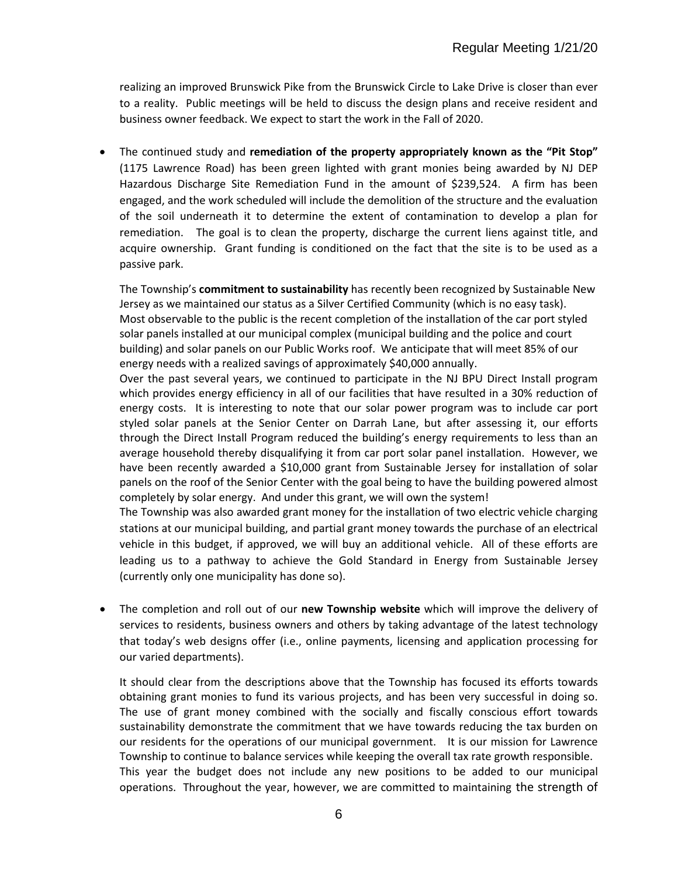realizing an improved Brunswick Pike from the Brunswick Circle to Lake Drive is closer than ever to a reality. Public meetings will be held to discuss the design plans and receive resident and business owner feedback. We expect to start the work in the Fall of 2020.

- The continued study and **remediation of the property appropriately known as the "Pit Stop"** (1175 Lawrence Road) has been green lighted with grant monies being awarded by NJ DEP Hazardous Discharge Site Remediation Fund in the amount of $239,524. A firm has been engaged, and the work scheduled will include the demolition of the structure and the evaluation of the soil underneath it to determine the extent of contamination to develop a plan for remediation. The goal is to clean the property, discharge the current liens against title, and acquire ownership. Grant funding is conditioned on the fact that the site is to be used as a passive park.

  The Township's **commitment to sustainability** has recently been recognized by Sustainable New Jersey as we maintained our status as a Silver Certified Community (which is no easy task). Most observable to the public is the recent completion of the installation of the car port styled solar panels installed at our municipal complex (municipal building and the police and court building) and solar panels on our Public Works roof. We anticipate that will meet 85% of our energy needs with a realized savings of approximately $40,000 annually.

  Over the past several years, we continued to participate in the NJ BPU Direct Install program which provides energy efficiency in all of our facilities that have resulted in a 30% reduction of energy costs. It is interesting to note that our solar power program was to include car port styled solar panels at the Senior Center on Darrah Lane, but after assessing it, our efforts through the Direct Install Program reduced the building's energy requirements to less than an average household thereby disqualifying it from car port solar panel installation. However, we have been recently awarded a $10,000 grant from Sustainable Jersey for installation of solar panels on the roof of the Senior Center with the goal being to have the building powered almost completely by solar energy. And under this grant, we will own the system!

  The Township was also awarded grant money for the installation of two electric vehicle charging stations at our municipal building, and partial grant money towards the purchase of an electrical vehicle in this budget, if approved, we will buy an additional vehicle. All of these efforts are leading us to a pathway to achieve the Gold Standard in Energy from Sustainable Jersey (currently only one municipality has done so).

- The completion and roll out of our **new Township website** which will improve the delivery of services to residents, business owners and others by taking advantage of the latest technology that today's web designs offer (i.e., online payments, licensing and application processing for our varied departments).

  It should clear from the descriptions above that the Township has focused its efforts towards obtaining grant monies to fund its various projects, and has been very successful in doing so. The use of grant money combined with the socially and fiscally conscious effort towards sustainability demonstrate the commitment that we have towards reducing the tax burden on our residents for the operations of our municipal government. It is our mission for Lawrence Township to continue to balance services while keeping the overall tax rate growth responsible.

  This year the budget does not include any new positions to be added to our municipal operations. Throughout the year, however, we are committed to maintaining the strength of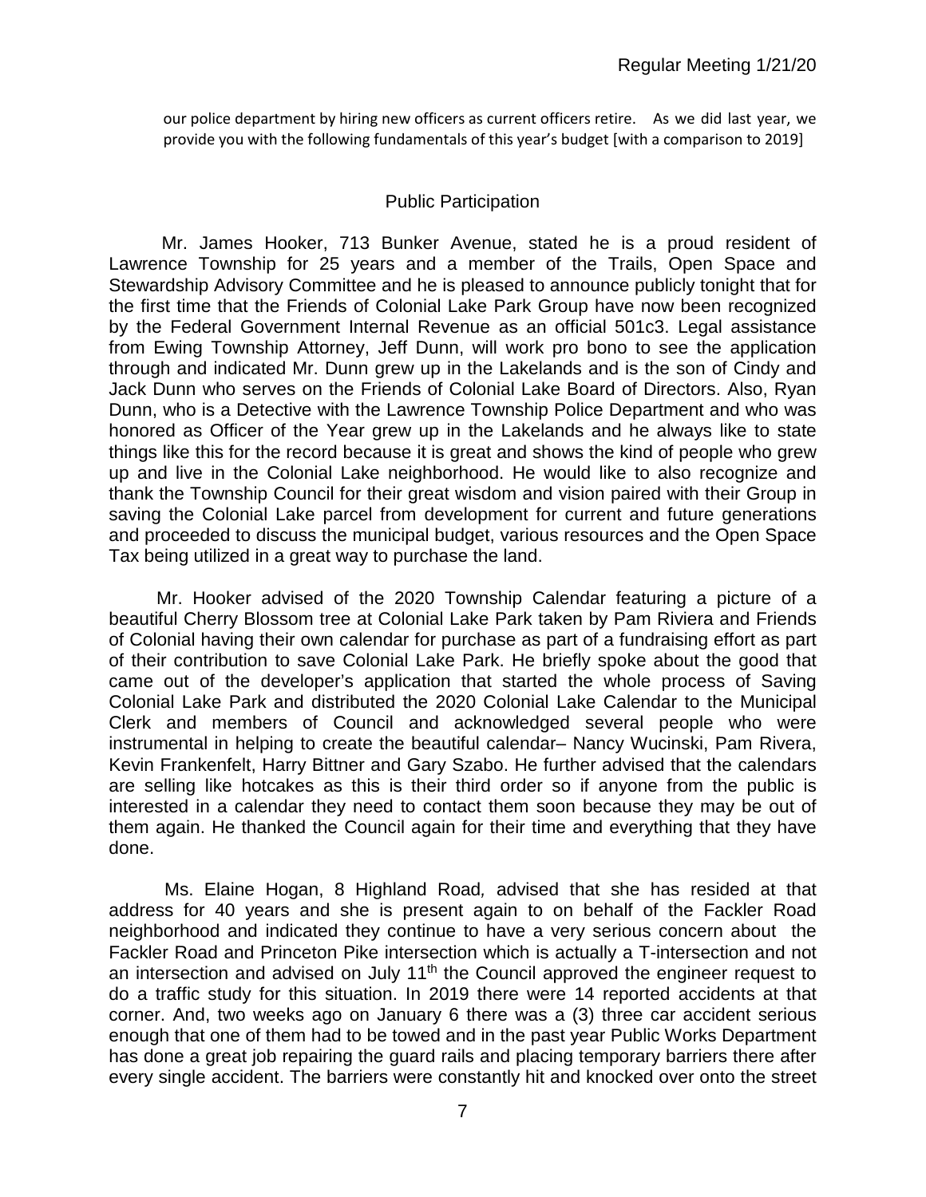our police department by hiring new officers as current officers retire. As we did last year, we provide you with the following fundamentals of this year's budget [with a comparison to 2019]

## Public Participation

Mr. James Hooker, 713 Bunker Avenue, stated he is a proud resident of Lawrence Township for 25 years and a member of the Trails, Open Space and Stewardship Advisory Committee and he is pleased to announce publicly tonight that for the first time that the Friends of Colonial Lake Park Group have now been recognized by the Federal Government Internal Revenue as an official 501c3. Legal assistance from Ewing Township Attorney, Jeff Dunn, will work pro bono to see the application through and indicated Mr. Dunn grew up in the Lakelands and is the son of Cindy and Jack Dunn who serves on the Friends of Colonial Lake Board of Directors. Also, Ryan Dunn, who is a Detective with the Lawrence Township Police Department and who was honored as Officer of the Year grew up in the Lakelands and he always like to state things like this for the record because it is great and shows the kind of people who grew up and live in the Colonial Lake neighborhood. He would like to also recognize and thank the Township Council for their great wisdom and vision paired with their Group in saving the Colonial Lake parcel from development for current and future generations and proceeded to discuss the municipal budget, various resources and the Open Space Tax being utilized in a great way to purchase the land.

Mr. Hooker advised of the 2020 Township Calendar featuring a picture of a beautiful Cherry Blossom tree at Colonial Lake Park taken by Pam Riviera and Friends of Colonial having their own calendar for purchase as part of a fundraising effort as part of their contribution to save Colonial Lake Park. He briefly spoke about the good that came out of the developer's application that started the whole process of Saving Colonial Lake Park and distributed the 2020 Colonial Lake Calendar to the Municipal Clerk and members of Council and acknowledged several people who were instrumental in helping to create the beautiful calendar– Nancy Wucinski, Pam Rivera, Kevin Frankenfelt, Harry Bittner and Gary Szabo. He further advised that the calendars are selling like hotcakes as this is their third order so if anyone from the public is interested in a calendar they need to contact them soon because they may be out of them again. He thanked the Council again for their time and everything that they have done.

Ms. Elaine Hogan, 8 Highland Road*,* advised that she has resided at that address for 40 years and she is present again to on behalf of the Fackler Road neighborhood and indicated they continue to have a very serious concern about the Fackler Road and Princeton Pike intersection which is actually a T-intersection and not an intersection and advised on July 11th the Council approved the engineer request to do a traffic study for this situation. In 2019 there were 14 reported accidents at that corner. And, two weeks ago on January 6 there was a (3) three car accident serious enough that one of them had to be towed and in the past year Public Works Department has done a great job repairing the guard rails and placing temporary barriers there after every single accident. The barriers were constantly hit and knocked over onto the street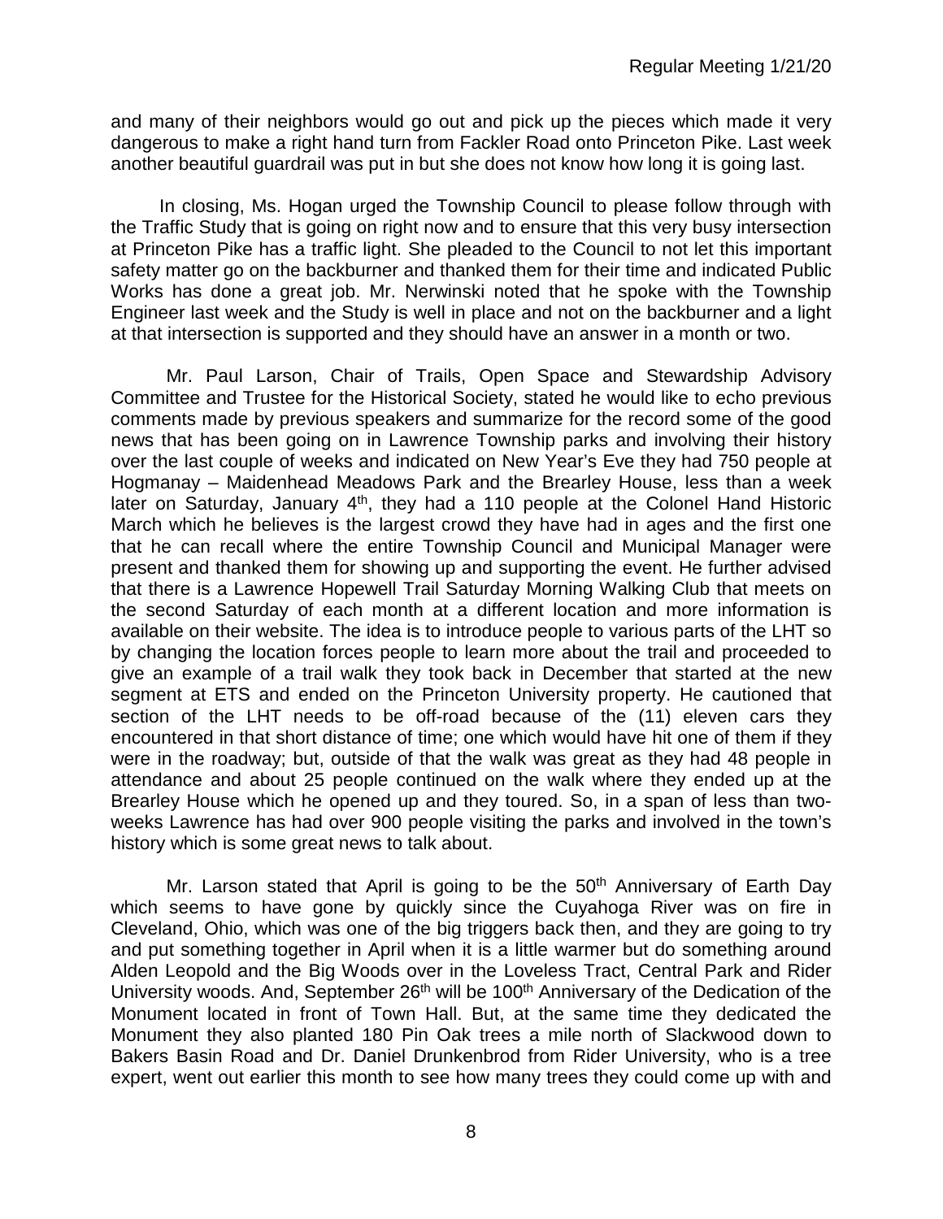and many of their neighbors would go out and pick up the pieces which made it very dangerous to make a right hand turn from Fackler Road onto Princeton Pike. Last week another beautiful guardrail was put in but she does not know how long it is going last.

In closing, Ms. Hogan urged the Township Council to please follow through with the Traffic Study that is going on right now and to ensure that this very busy intersection at Princeton Pike has a traffic light. She pleaded to the Council to not let this important safety matter go on the backburner and thanked them for their time and indicated Public Works has done a great job. Mr. Nerwinski noted that he spoke with the Township Engineer last week and the Study is well in place and not on the backburner and a light at that intersection is supported and they should have an answer in a month or two.

Mr. Paul Larson, Chair of Trails, Open Space and Stewardship Advisory Committee and Trustee for the Historical Society, stated he would like to echo previous comments made by previous speakers and summarize for the record some of the good news that has been going on in Lawrence Township parks and involving their history over the last couple of weeks and indicated on New Year's Eve they had 750 people at Hogmanay – Maidenhead Meadows Park and the Brearley House, less than a week later on Saturday, January 4th, they had a 110 people at the Colonel Hand Historic March which he believes is the largest crowd they have had in ages and the first one that he can recall where the entire Township Council and Municipal Manager were present and thanked them for showing up and supporting the event. He further advised that there is a Lawrence Hopewell Trail Saturday Morning Walking Club that meets on the second Saturday of each month at a different location and more information is available on their website. The idea is to introduce people to various parts of the LHT so by changing the location forces people to learn more about the trail and proceeded to give an example of a trail walk they took back in December that started at the new segment at ETS and ended on the Princeton University property. He cautioned that section of the LHT needs to be off-road because of the (11) eleven cars they encountered in that short distance of time; one which would have hit one of them if they were in the roadway; but, outside of that the walk was great as they had 48 people in attendance and about 25 people continued on the walk where they ended up at the Brearley House which he opened up and they toured. So, in a span of less than two-weeks Lawrence has had over 900 people visiting the parks and involved in the town's history which is some great news to talk about.

Mr. Larson stated that April is going to be the 50th Anniversary of Earth Day which seems to have gone by quickly since the Cuyahoga River was on fire in Cleveland, Ohio, which was one of the big triggers back then, and they are going to try and put something together in April when it is a little warmer but do something around Alden Leopold and the Big Woods over in the Loveless Tract, Central Park and Rider University woods. And, September 26th will be 100th Anniversary of the Dedication of the Monument located in front of Town Hall. But, at the same time they dedicated the Monument they also planted 180 Pin Oak trees a mile north of Slackwood down to Bakers Basin Road and Dr. Daniel Drunkenbrod from Rider University, who is a tree expert, went out earlier this month to see how many trees they could come up with and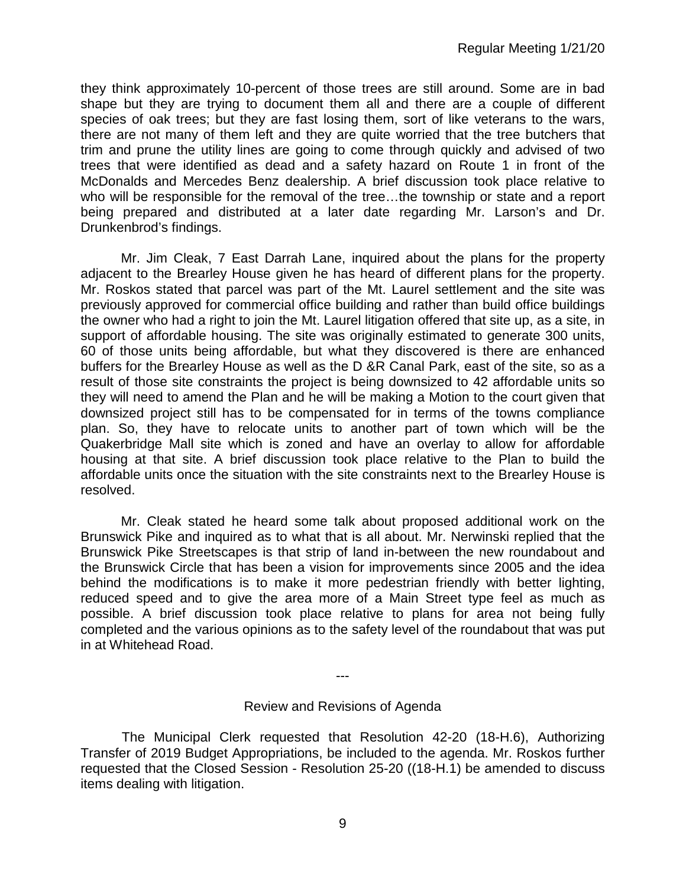they think approximately 10-percent of those trees are still around. Some are in bad shape but they are trying to document them all and there are a couple of different species of oak trees; but they are fast losing them, sort of like veterans to the wars, there are not many of them left and they are quite worried that the tree butchers that trim and prune the utility lines are going to come through quickly and advised of two trees that were identified as dead and a safety hazard on Route 1 in front of the McDonalds and Mercedes Benz dealership. A brief discussion took place relative to who will be responsible for the removal of the tree…the township or state and a report being prepared and distributed at a later date regarding Mr. Larson's and Dr. Drunkenbrod's findings.

Mr. Jim Cleak, 7 East Darrah Lane, inquired about the plans for the property adjacent to the Brearley House given he has heard of different plans for the property. Mr. Roskos stated that parcel was part of the Mt. Laurel settlement and the site was previously approved for commercial office building and rather than build office buildings the owner who had a right to join the Mt. Laurel litigation offered that site up, as a site, in support of affordable housing. The site was originally estimated to generate 300 units, 60 of those units being affordable, but what they discovered is there are enhanced buffers for the Brearley House as well as the D &R Canal Park, east of the site, so as a result of those site constraints the project is being downsized to 42 affordable units so they will need to amend the Plan and he will be making a Motion to the court given that downsized project still has to be compensated for in terms of the towns compliance plan. So, they have to relocate units to another part of town which will be the Quakerbridge Mall site which is zoned and have an overlay to allow for affordable housing at that site. A brief discussion took place relative to the Plan to build the affordable units once the situation with the site constraints next to the Brearley House is resolved.

Mr. Cleak stated he heard some talk about proposed additional work on the Brunswick Pike and inquired as to what that is all about. Mr. Nerwinski replied that the Brunswick Pike Streetscapes is that strip of land in-between the new roundabout and the Brunswick Circle that has been a vision for improvements since 2005 and the idea behind the modifications is to make it more pedestrian friendly with better lighting, reduced speed and to give the area more of a Main Street type feel as much as possible. A brief discussion took place relative to plans for area not being fully completed and the various opinions as to the safety level of the roundabout that was put in at Whitehead Road.

---

## Review and Revisions of Agenda

The Municipal Clerk requested that Resolution 42-20 (18-H.6), Authorizing Transfer of 2019 Budget Appropriations, be included to the agenda. Mr. Roskos further requested that the Closed Session - Resolution 25-20 ((18-H.1) be amended to discuss items dealing with litigation.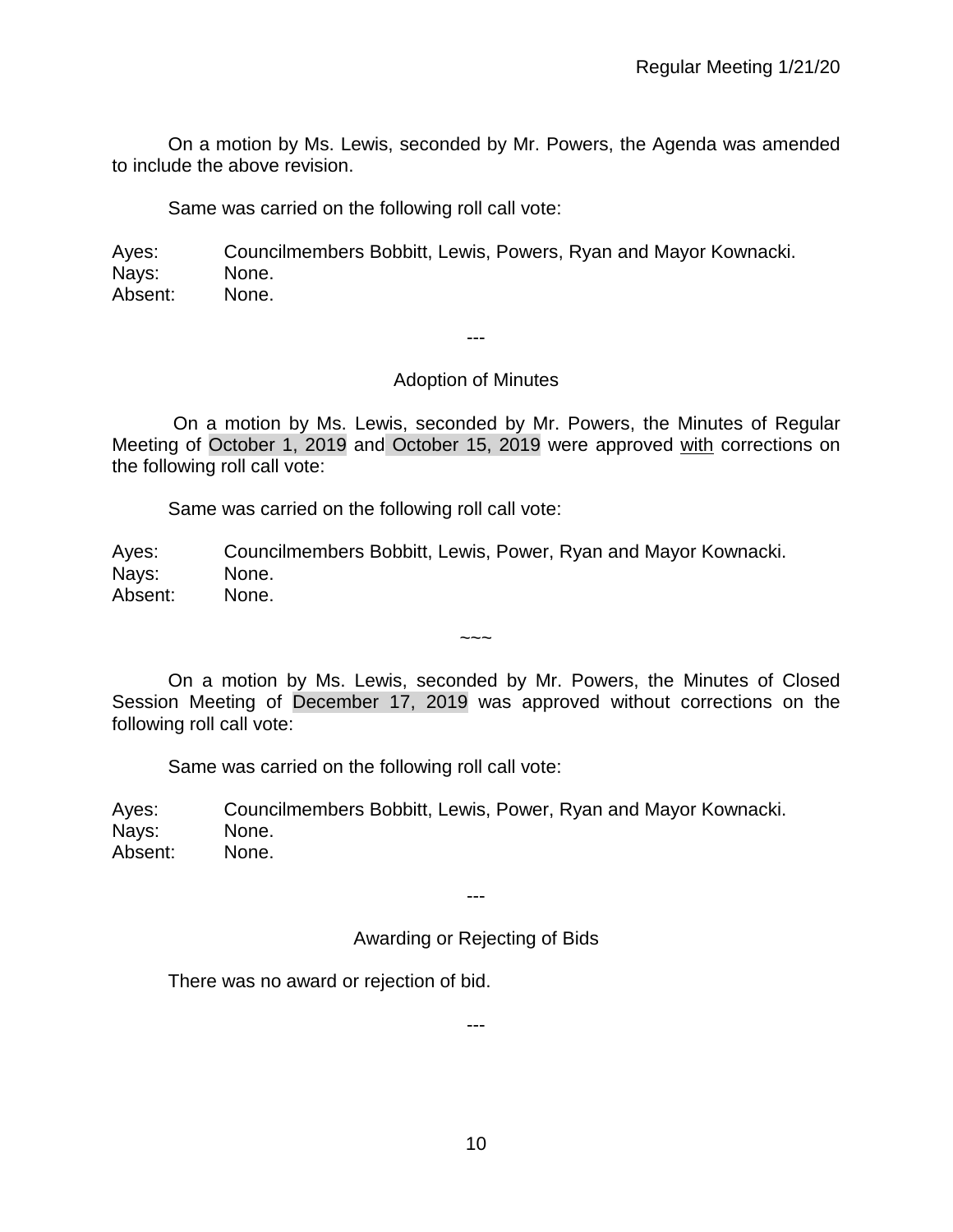On a motion by Ms. Lewis, seconded by Mr. Powers, the Agenda was amended to include the above revision.

Same was carried on the following roll call vote:

Ayes: Councilmembers Bobbitt, Lewis, Powers, Ryan and Mayor Kownacki.
Nays: None.
Absent: None.

---

## Adoption of Minutes

On a motion by Ms. Lewis, seconded by Mr. Powers, the Minutes of Regular Meeting of October 1, 2019 and October 15, 2019 were approved with corrections on the following roll call vote:

Same was carried on the following roll call vote:

Ayes: Councilmembers Bobbitt, Lewis, Power, Ryan and Mayor Kownacki.
Nays: None.
Absent: None.

~~~

On a motion by Ms. Lewis, seconded by Mr. Powers, the Minutes of Closed Session Meeting of December 17, 2019 was approved without corrections on the following roll call vote:

Same was carried on the following roll call vote:

Ayes: Councilmembers Bobbitt, Lewis, Power, Ryan and Mayor Kownacki.
Nays: None.
Absent: None.

---

## Awarding or Rejecting of Bids

There was no award or rejection of bid.

---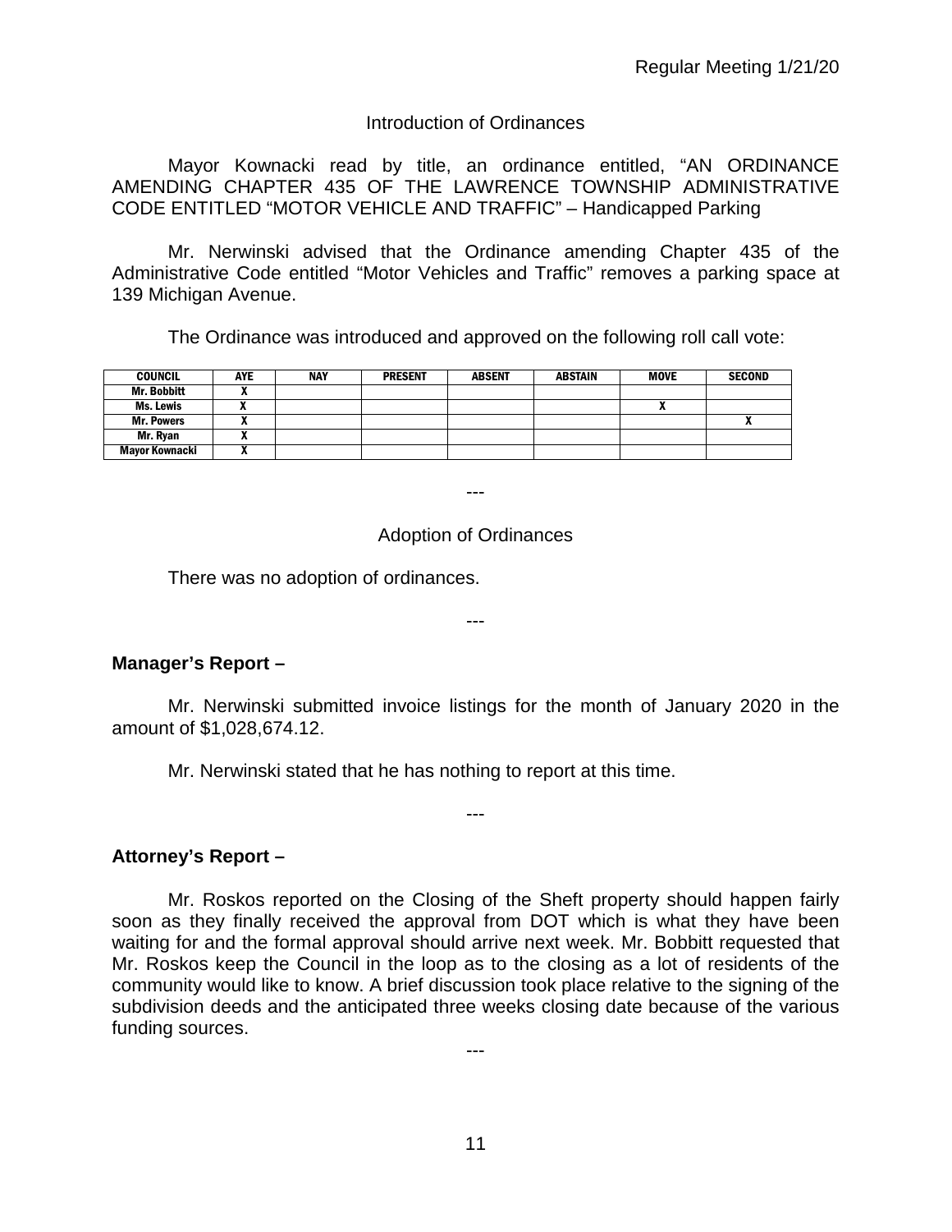Introduction of Ordinances

Mayor Kownacki read by title, an ordinance entitled, "AN ORDINANCE AMENDING CHAPTER 435 OF THE LAWRENCE TOWNSHIP ADMINISTRATIVE CODE ENTITLED "MOTOR VEHICLE AND TRAFFIC" – Handicapped Parking

Mr. Nerwinski advised that the Ordinance amending Chapter 435 of the Administrative Code entitled "Motor Vehicles and Traffic" removes a parking space at 139 Michigan Avenue.

The Ordinance was introduced and approved on the following roll call vote:

| COUNCIL | AYE | NAY | PRESENT | ABSENT | ABSTAIN | MOVE | SECOND |
|---|---|---|---|---|---|---|---|
| Mr. Bobbitt | X | | | | | | |
| Ms. Lewis | X | | | | | X | |
| Mr. Powers | X | | | | | | X |
| Mr. Ryan | X | | | | | | |
| Mayor Kownacki | X | | | | | | |

---

Adoption of Ordinances

There was no adoption of ordinances.

---

**Manager's Report –**

Mr. Nerwinski submitted invoice listings for the month of January 2020 in the amount of $1,028,674.12.

Mr. Nerwinski stated that he has nothing to report at this time.

---

**Attorney's Report –**

Mr. Roskos reported on the Closing of the Sheft property should happen fairly soon as they finally received the approval from DOT which is what they have been waiting for and the formal approval should arrive next week. Mr. Bobbitt requested that Mr. Roskos keep the Council in the loop as to the closing as a lot of residents of the community would like to know. A brief discussion took place relative to the signing of the subdivision deeds and the anticipated three weeks closing date because of the various funding sources.

---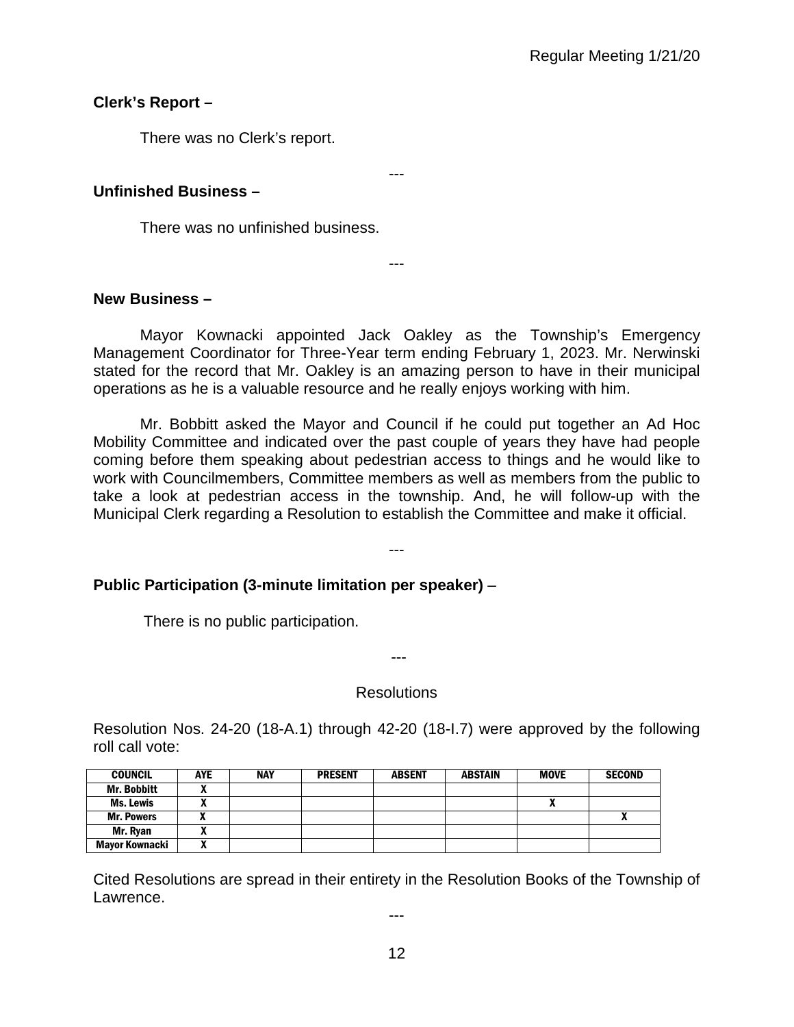**Clerk's Report –**

There was no Clerk's report.

---

**Unfinished Business –**

There was no unfinished business.

---

**New Business –**

Mayor Kownacki appointed Jack Oakley as the Township's Emergency Management Coordinator for Three-Year term ending February 1, 2023. Mr. Nerwinski stated for the record that Mr. Oakley is an amazing person to have in their municipal operations as he is a valuable resource and he really enjoys working with him.

Mr. Bobbitt asked the Mayor and Council if he could put together an Ad Hoc Mobility Committee and indicated over the past couple of years they have had people coming before them speaking about pedestrian access to things and he would like to work with Councilmembers, Committee members as well as members from the public to take a look at pedestrian access in the township. And, he will follow-up with the Municipal Clerk regarding a Resolution to establish the Committee and make it official.

---

**Public Participation (3-minute limitation per speaker)** –

There is no public participation.

---

Resolutions

Resolution Nos. 24-20 (18-A.1) through 42-20 (18-I.7) were approved by the following roll call vote:

| COUNCIL | AYE | NAY | PRESENT | ABSENT | ABSTAIN | MOVE | SECOND |
|---|---|---|---|---|---|---|---|
| Mr. Bobbitt | X | | | | | | |
| Ms. Lewis | X | | | | | X | |
| Mr. Powers | X | | | | | | X |
| Mr. Ryan | X | | | | | | |
| Mayor Kownacki | X | | | | | | |

Cited Resolutions are spread in their entirety in the Resolution Books of the Township of Lawrence.

---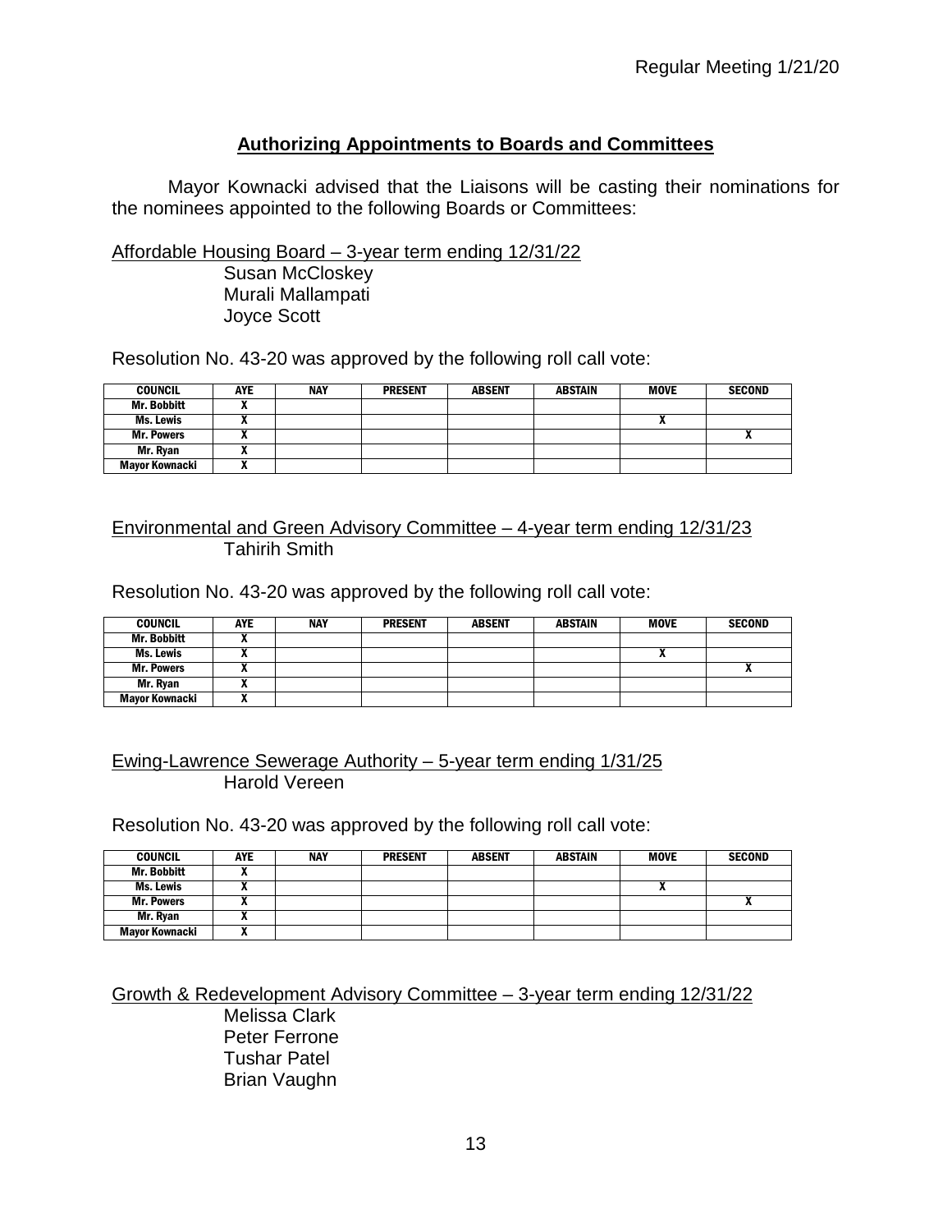## Authorizing Appointments to Boards and Committees

Mayor Kownacki advised that the Liaisons will be casting their nominations for the nominees appointed to the following Boards or Committees:

Affordable Housing Board – 3-year term ending 12/31/22

Susan McCloskey
Murali Mallampati
Joyce Scott

Resolution No. 43-20 was approved by the following roll call vote:

| COUNCIL | AYE | NAY | PRESENT | ABSENT | ABSTAIN | MOVE | SECOND |
|---|---|---|---|---|---|---|---|
| Mr. Bobbitt | X | | | | | | |
| Ms. Lewis | X | | | | | X | |
| Mr. Powers | X | | | | | | X |
| Mr. Ryan | X | | | | | | |
| Mayor Kownacki | X | | | | | | |

Environmental and Green Advisory Committee – 4-year term ending 12/31/23

Tahirih Smith

Resolution No. 43-20 was approved by the following roll call vote:

| COUNCIL | AYE | NAY | PRESENT | ABSENT | ABSTAIN | MOVE | SECOND |
|---|---|---|---|---|---|---|---|
| Mr. Bobbitt | X | | | | | | |
| Ms. Lewis | X | | | | | X | |
| Mr. Powers | X | | | | | | X |
| Mr. Ryan | X | | | | | | |
| Mayor Kownacki | X | | | | | | |

Ewing-Lawrence Sewerage Authority – 5-year term ending 1/31/25

Harold Vereen

Resolution No. 43-20 was approved by the following roll call vote:

| COUNCIL | AYE | NAY | PRESENT | ABSENT | ABSTAIN | MOVE | SECOND |
|---|---|---|---|---|---|---|---|
| Mr. Bobbitt | X | | | | | | |
| Ms. Lewis | X | | | | | X | |
| Mr. Powers | X | | | | | | X |
| Mr. Ryan | X | | | | | | |
| Mayor Kownacki | X | | | | | | |

Growth & Redevelopment Advisory Committee – 3-year term ending 12/31/22

Melissa Clark
Peter Ferrone
Tushar Patel
Brian Vaughn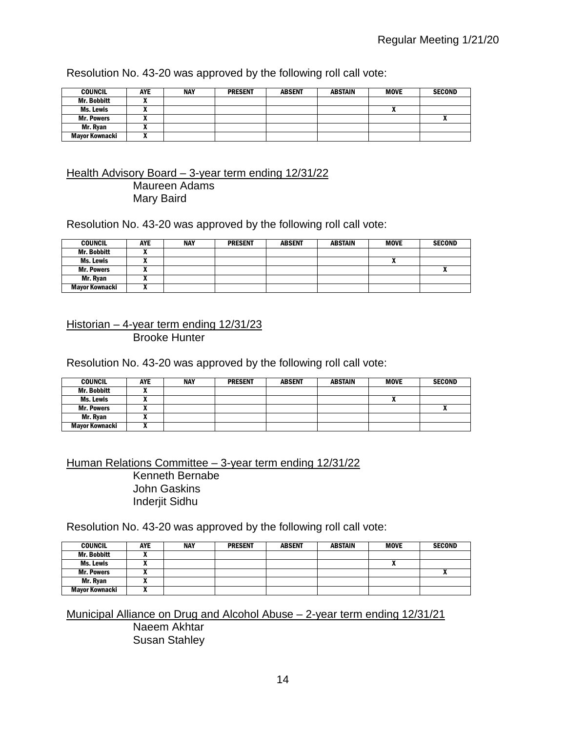Resolution No. 43-20 was approved by the following roll call vote:

| COUNCIL | AYE | NAY | PRESENT | ABSENT | ABSTAIN | MOVE | SECOND |
|---|---|---|---|---|---|---|---|
| Mr. Bobbitt | X | | | | | | |
| Ms. Lewis | X | | | | | X | |
| Mr. Powers | X | | | | | | X |
| Mr. Ryan | X | | | | | | |
| Mayor Kownacki | X | | | | | | |

Health Advisory Board – 3-year term ending 12/31/22

Maureen Adams
Mary Baird

Resolution No. 43-20 was approved by the following roll call vote:

| COUNCIL | AYE | NAY | PRESENT | ABSENT | ABSTAIN | MOVE | SECOND |
|---|---|---|---|---|---|---|---|
| Mr. Bobbitt | X | | | | | | |
| Ms. Lewis | X | | | | | X | |
| Mr. Powers | X | | | | | | X |
| Mr. Ryan | X | | | | | | |
| Mayor Kownacki | X | | | | | | |

Historian – 4-year term ending 12/31/23

Brooke Hunter

Resolution No. 43-20 was approved by the following roll call vote:

| COUNCIL | AYE | NAY | PRESENT | ABSENT | ABSTAIN | MOVE | SECOND |
|---|---|---|---|---|---|---|---|
| Mr. Bobbitt | X | | | | | | |
| Ms. Lewis | X | | | | | X | |
| Mr. Powers | X | | | | | | X |
| Mr. Ryan | X | | | | | | |
| Mayor Kownacki | X | | | | | | |

Human Relations Committee – 3-year term ending 12/31/22

Kenneth Bernabe
John Gaskins
Inderjit Sidhu

Resolution No. 43-20 was approved by the following roll call vote:

| COUNCIL | AYE | NAY | PRESENT | ABSENT | ABSTAIN | MOVE | SECOND |
|---|---|---|---|---|---|---|---|
| Mr. Bobbitt | X | | | | | | |
| Ms. Lewis | X | | | | | X | |
| Mr. Powers | X | | | | | | X |
| Mr. Ryan | X | | | | | | |
| Mayor Kownacki | X | | | | | | |

Municipal Alliance on Drug and Alcohol Abuse – 2-year term ending 12/31/21

Naeem Akhtar
Susan Stahley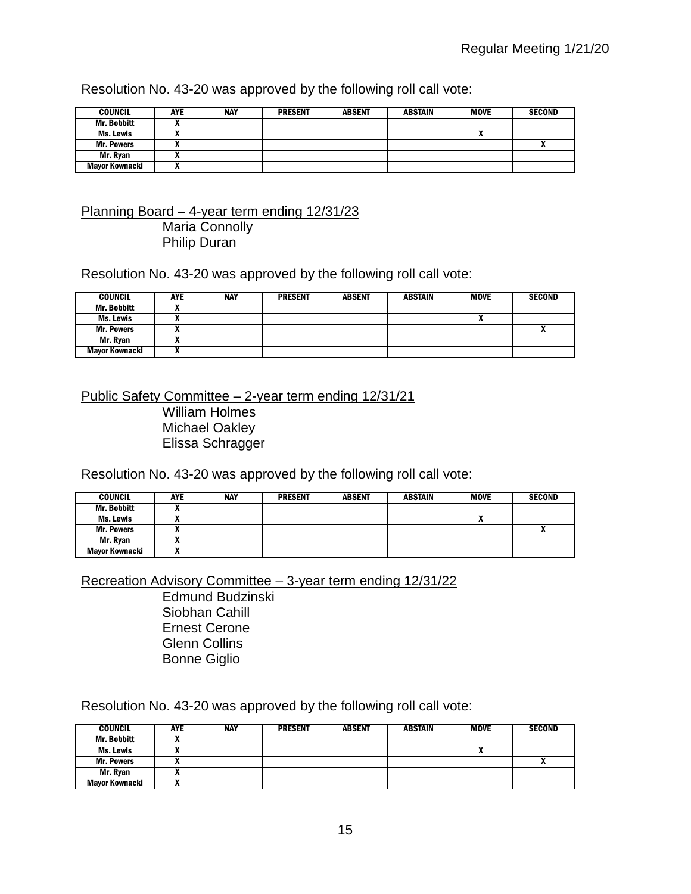Resolution No. 43-20 was approved by the following roll call vote:

| COUNCIL | AYE | NAY | PRESENT | ABSENT | ABSTAIN | MOVE | SECOND |
|---|---|---|---|---|---|---|---|
| Mr. Bobbitt | X | | | | | | |
| Ms. Lewis | X | | | | | X | |
| Mr. Powers | X | | | | | | X |
| Mr. Ryan | X | | | | | | |
| Mayor Kownacki | X | | | | | | |

Planning Board – 4-year term ending 12/31/23

Maria Connolly
Philip Duran

Resolution No. 43-20 was approved by the following roll call vote:

| COUNCIL | AYE | NAY | PRESENT | ABSENT | ABSTAIN | MOVE | SECOND |
|---|---|---|---|---|---|---|---|
| Mr. Bobbitt | X | | | | | | |
| Ms. Lewis | X | | | | | X | |
| Mr. Powers | X | | | | | | X |
| Mr. Ryan | X | | | | | | |
| Mayor Kownacki | X | | | | | | |

Public Safety Committee – 2-year term ending 12/31/21

William Holmes
Michael Oakley
Elissa Schragger

Resolution No. 43-20 was approved by the following roll call vote:

| COUNCIL | AYE | NAY | PRESENT | ABSENT | ABSTAIN | MOVE | SECOND |
|---|---|---|---|---|---|---|---|
| Mr. Bobbitt | X | | | | | | |
| Ms. Lewis | X | | | | | X | |
| Mr. Powers | X | | | | | | X |
| Mr. Ryan | X | | | | | | |
| Mayor Kownacki | X | | | | | | |

Recreation Advisory Committee – 3-year term ending 12/31/22

Edmund Budzinski
Siobhan Cahill
Ernest Cerone
Glenn Collins
Bonne Giglio

Resolution No. 43-20 was approved by the following roll call vote:

| COUNCIL | AYE | NAY | PRESENT | ABSENT | ABSTAIN | MOVE | SECOND |
|---|---|---|---|---|---|---|---|
| Mr. Bobbitt | X | | | | | | |
| Ms. Lewis | X | | | | | X | |
| Mr. Powers | X | | | | | | X |
| Mr. Ryan | X | | | | | | |
| Mayor Kownacki | X | | | | | | |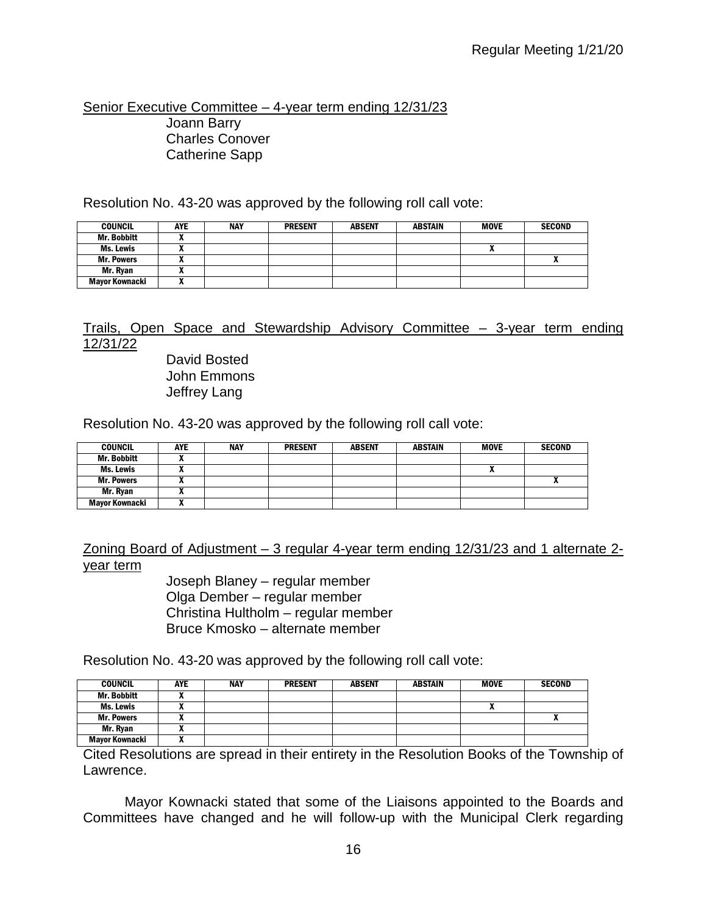Senior Executive Committee – 4-year term ending 12/31/23

Joann Barry
Charles Conover
Catherine Sapp

Resolution No. 43-20 was approved by the following roll call vote:

| COUNCIL | AYE | NAY | PRESENT | ABSENT | ABSTAIN | MOVE | SECOND |
|---|---|---|---|---|---|---|---|
| Mr. Bobbitt | X | | | | | | |
| Ms. Lewis | X | | | | | X | |
| Mr. Powers | X | | | | | | X |
| Mr. Ryan | X | | | | | | |
| Mayor Kownacki | X | | | | | | |

Trails, Open Space and Stewardship Advisory Committee – 3-year term ending 12/31/22

David Bosted
John Emmons
Jeffrey Lang

Resolution No. 43-20 was approved by the following roll call vote:

| COUNCIL | AYE | NAY | PRESENT | ABSENT | ABSTAIN | MOVE | SECOND |
|---|---|---|---|---|---|---|---|
| Mr. Bobbitt | X | | | | | | |
| Ms. Lewis | X | | | | | X | |
| Mr. Powers | X | | | | | | X |
| Mr. Ryan | X | | | | | | |
| Mayor Kownacki | X | | | | | | |

Zoning Board of Adjustment – 3 regular 4-year term ending 12/31/23 and 1 alternate 2-year term

Joseph Blaney – regular member
Olga Dember – regular member
Christina Hultholm – regular member
Bruce Kmosko – alternate member

Resolution No. 43-20 was approved by the following roll call vote:

| COUNCIL | AYE | NAY | PRESENT | ABSENT | ABSTAIN | MOVE | SECOND |
|---|---|---|---|---|---|---|---|
| Mr. Bobbitt | X | | | | | | |
| Ms. Lewis | X | | | | | X | |
| Mr. Powers | X | | | | | | X |
| Mr. Ryan | X | | | | | | |
| Mayor Kownacki | X | | | | | | |

Cited Resolutions are spread in their entirety in the Resolution Books of the Township of Lawrence.

Mayor Kownacki stated that some of the Liaisons appointed to the Boards and Committees have changed and he will follow-up with the Municipal Clerk regarding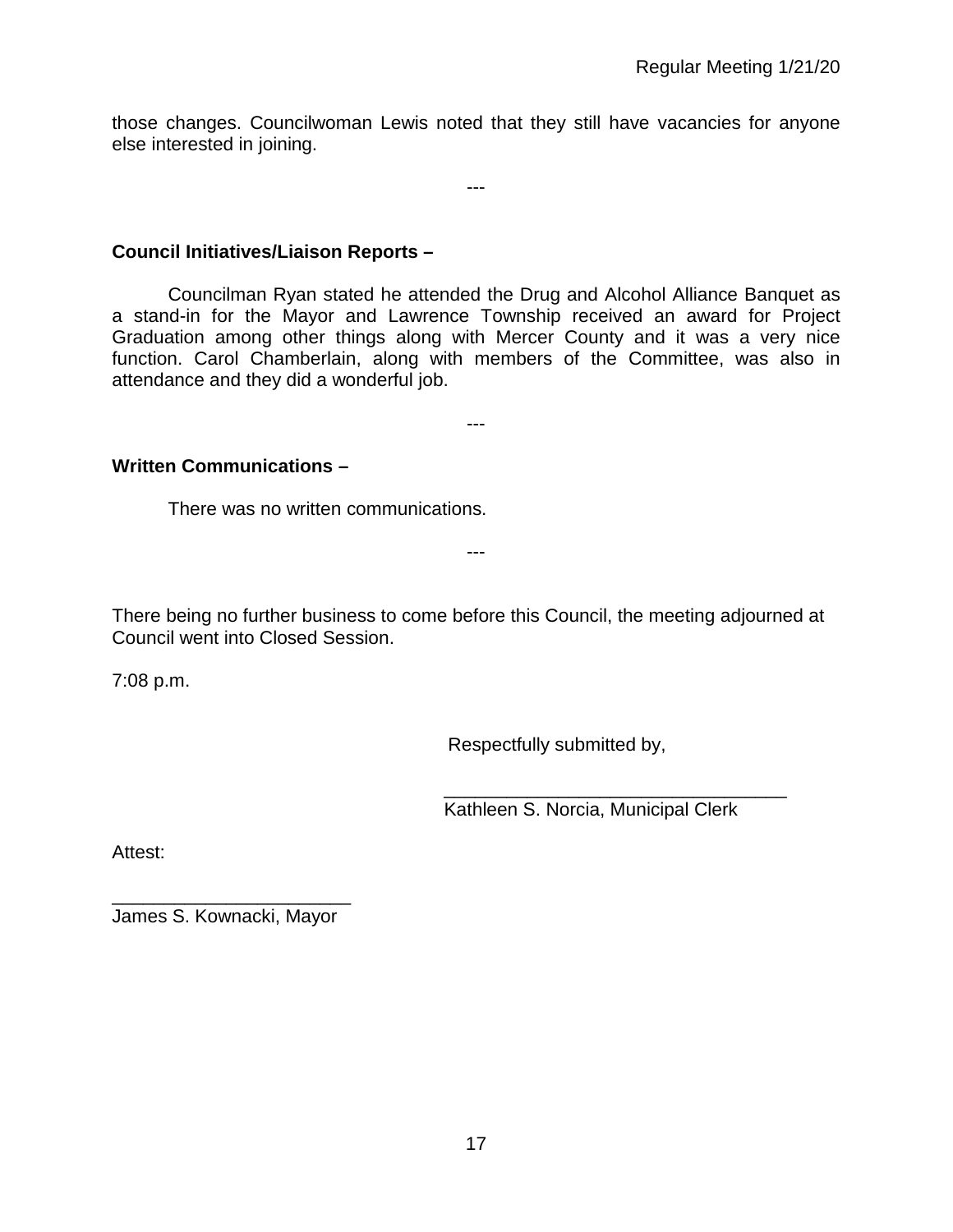those changes. Councilwoman Lewis noted that they still have vacancies for anyone else interested in joining.

---

**Council Initiatives/Liaison Reports –**

Councilman Ryan stated he attended the Drug and Alcohol Alliance Banquet as a stand-in for the Mayor and Lawrence Township received an award for Project Graduation among other things along with Mercer County and it was a very nice function. Carol Chamberlain, along with members of the Committee, was also in attendance and they did a wonderful job.

---

**Written Communications –**

There was no written communications.

---

There being no further business to come before this Council, the meeting adjourned at Council went into Closed Session.

7:08 p.m.

Respectfully submitted by,

\_\_\_\_\_\_\_\_\_\_\_\_\_\_\_\_\_\_\_\_\_\_\_\_\_\_\_\_\_\_\_\_\_\_
Kathleen S. Norcia, Municipal Clerk

Attest:

\_\_\_\_\_\_\_\_\_\_\_\_\_\_\_\_\_\_\_\_\_\_\_\_
James S. Kownacki, Mayor